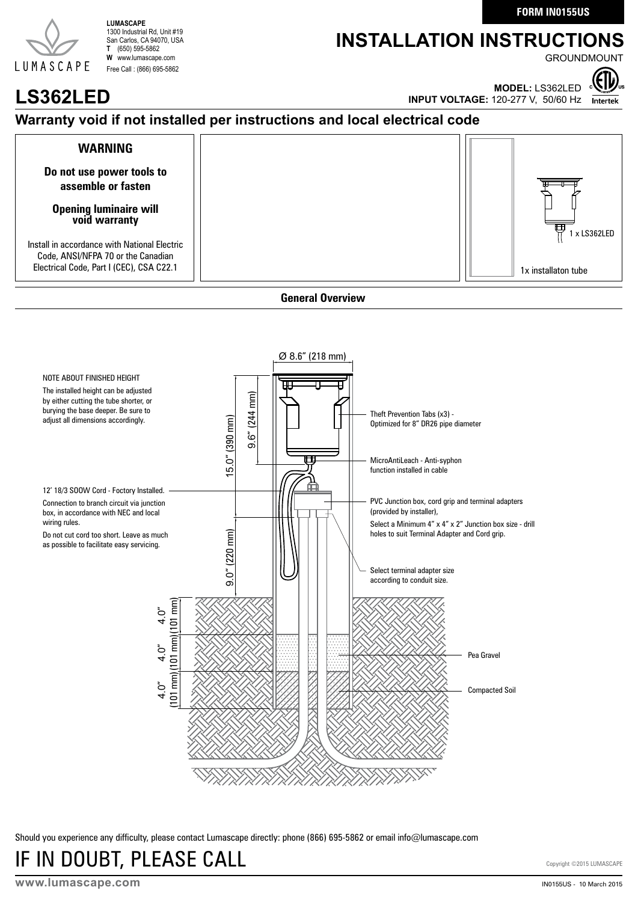**FORM IN0155US**

**LUMASCAPE**
1300 Industrial Rd, Unit #19
San Carlos, CA 94070, USA
**T** (650) 595-5862
**W** www.lumascape.com
Free Call : (866) 695-5862

# INSTALLATION INSTRUCTIONS

GROUNDMOUNT

# LS362LED

**MODEL:** LS362LED
**INPUT VOLTAGE:** 120-277 V, 50/60 Hz

## Warranty void if not installed per instructions and local electrical code

**WARNING**

**Do not use power tools to assemble or fasten**

**Opening luminaire will void warranty**

Install in accordance with National Electric Code, ANSI/NFPA 70 or the Canadian Electrical Code, Part I (CEC), CSA C22.1

1 x LS362LED

1x installaton tube

### General Overview

NOTE ABOUT FINISHED HEIGHT

The installed height can be adjusted by either cutting the tube shorter, or burying the base deeper. Be sure to adjust all dimensions accordingly.

12' 18/3 SOOW Cord - Foctory Installed.

Connection to branch circuit via junction box, in accordance with NEC and local wiring rules.

Do not cut cord too short. Leave as much as possible to facilitate easy servicing.

Ø 8.6" (218 mm)

15.0" (390 mm)

9.6" (244 mm)

9.0" (220 mm)

4.0" (101 mm)

4.0" (101 mm)

4.0" (101 mm)

Theft Prevention Tabs (x3) - Optimized for 8" DR26 pipe diameter

MicroAntiLeach - Anti-syphon function installed in cable

PVC Junction box, cord grip and terminal adapters (provided by installer),

Select a Minimum 4" x 4" x 2" Junction box size - drill holes to suit Terminal Adapter and Cord grip.

Select terminal adapter size according to conduit size.

Pea Gravel

Compacted Soil

Should you experience any difficulty, please contact Lumascape directly: phone (866) 695-5862 or email info@lumascape.com

# IF IN DOUBT, PLEASE CALL

Copyright ©2015 LUMASCAPE

www.lumascape.com

IN0155US - 10 March 2015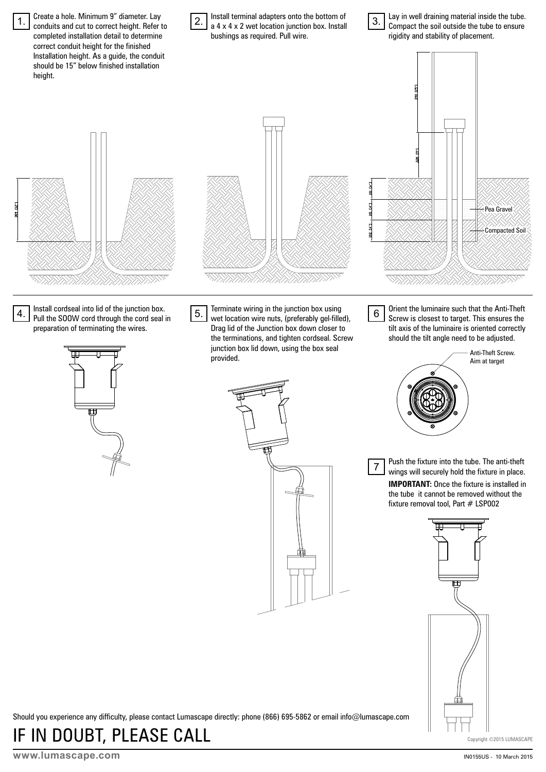1. Create a hole. Minimum 9" diameter. Lay conduits and cut to correct height. Refer to completed installation detail to determine correct conduit height for the finished Installation height. As a guide, the conduit should be 15" below finished installation height.

305 [12"]

2. Install terminal adapters onto the bottom of a 4 x 4 x 2 wet location junction box. Install bushings as required. Pull wire.

3. Lay in well draining material inside the tube. Compact the soil outside the tube to ensure rigidity and stability of placement.

330 [13"]

330 [13"]

102 [4"]

102 [4"]

102 [4"]

Pea Gravel

Compacted Soil

4. Install cordseal into lid of the junction box. Pull the SOOW cord through the cord seal in preparation of terminating the wires.

5. Terminate wiring in the junction box using wet location wire nuts, (preferably gel-filled), Drag lid of the Junction box down closer to the terminations, and tighten cordseal. Screw junction box lid down, using the box seal provided.

6. Orient the luminaire such that the Anti-Theft Screw is closest to target. This ensures the tilt axis of the luminaire is oriented correctly should the tilt angle need to be adjusted.

Anti-Theft Screw. Aim at target

7. Push the fixture into the tube. The anti-theft wings will securely hold the fixture in place.

**IMPORTANT:** Once the fixture is installed in the tube it cannot be removed without the fixture removal tool, Part # LSP002

Should you experience any difficulty, please contact Lumascape directly: phone (866) 695-5862 or email info@lumascape.com

# IF IN DOUBT, PLEASE CALL

Copyright ©2015 LUMASCAPE

**www.lumascape.com**

IN0155US - 10 March 2015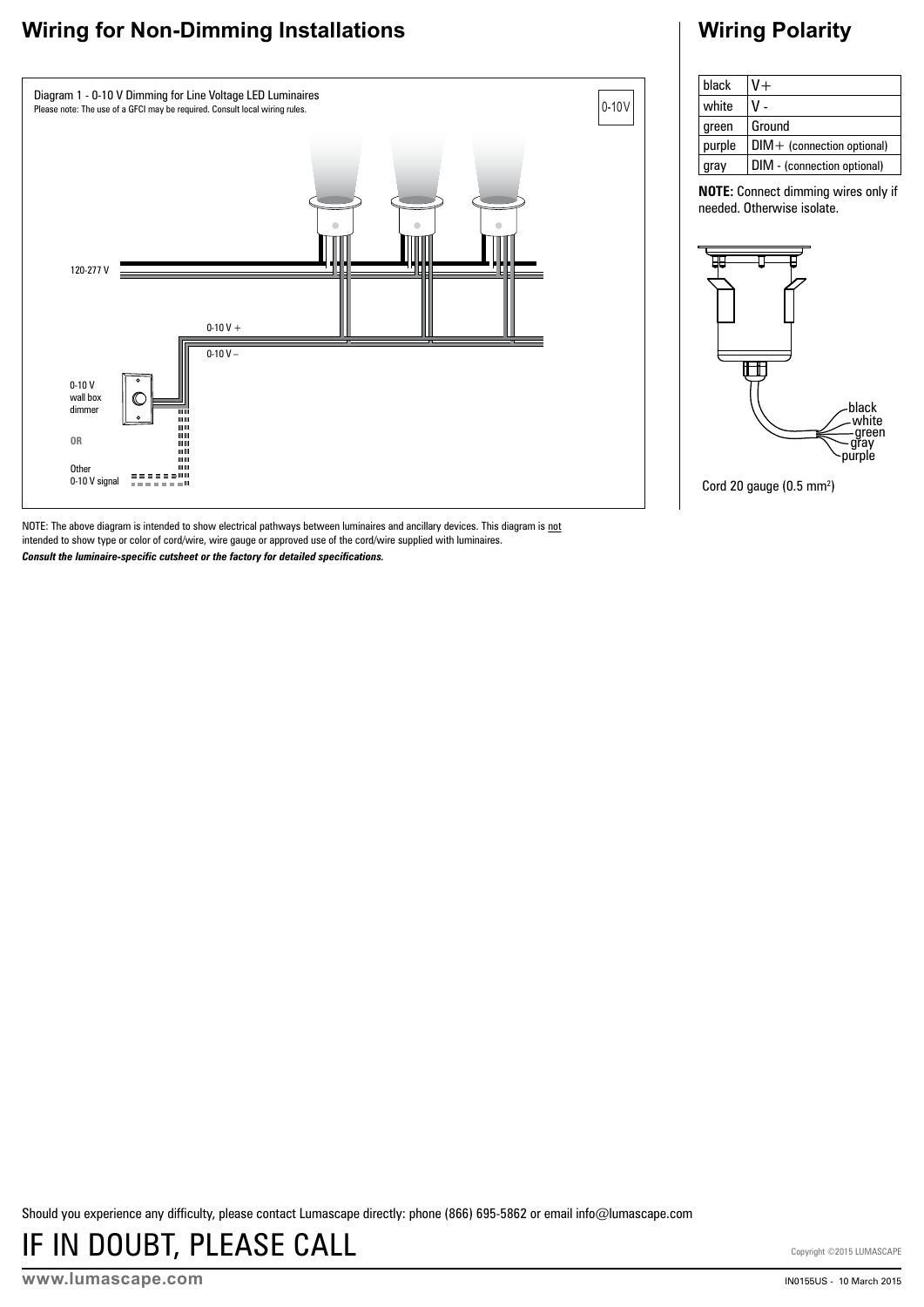## Wiring for Non-Dimming Installations

Diagram 1 - 0-10 V Dimming for Line Voltage LED Luminaires
Please note: The use of a GFCI may be required. Consult local wiring rules.

0-10V

120-277 V

0-10 V +

0-10 V –

0-10 V
wall box
dimmer

OR

Other
0-10 V signal

NOTE: The above diagram is intended to show electrical pathways between luminaires and ancillary devices. This diagram is not intended to show type or color of cord/wire, wire gauge or approved use of the cord/wire supplied with luminaires.

***Consult the luminaire-specific cutsheet or the factory for detailed specifications.***

## Wiring Polarity

| | |
|---|---|
| black | V+ |
| white | V - |
| green | Ground |
| purple | DIM+ (connection optional) |
| gray | DIM - (connection optional) |

**NOTE:** Connect dimming wires only if needed. Otherwise isolate.

black
white
green
gray
purple

Cord 20 gauge (0.5 mm²)

Should you experience any difficulty, please contact Lumascape directly: phone (866) 695-5862 or email info@lumascape.com

# IF IN DOUBT, PLEASE CALL

Copyright ©2015 LUMASCAPE

www.lumascape.com

IN0155US - 10 March 2015